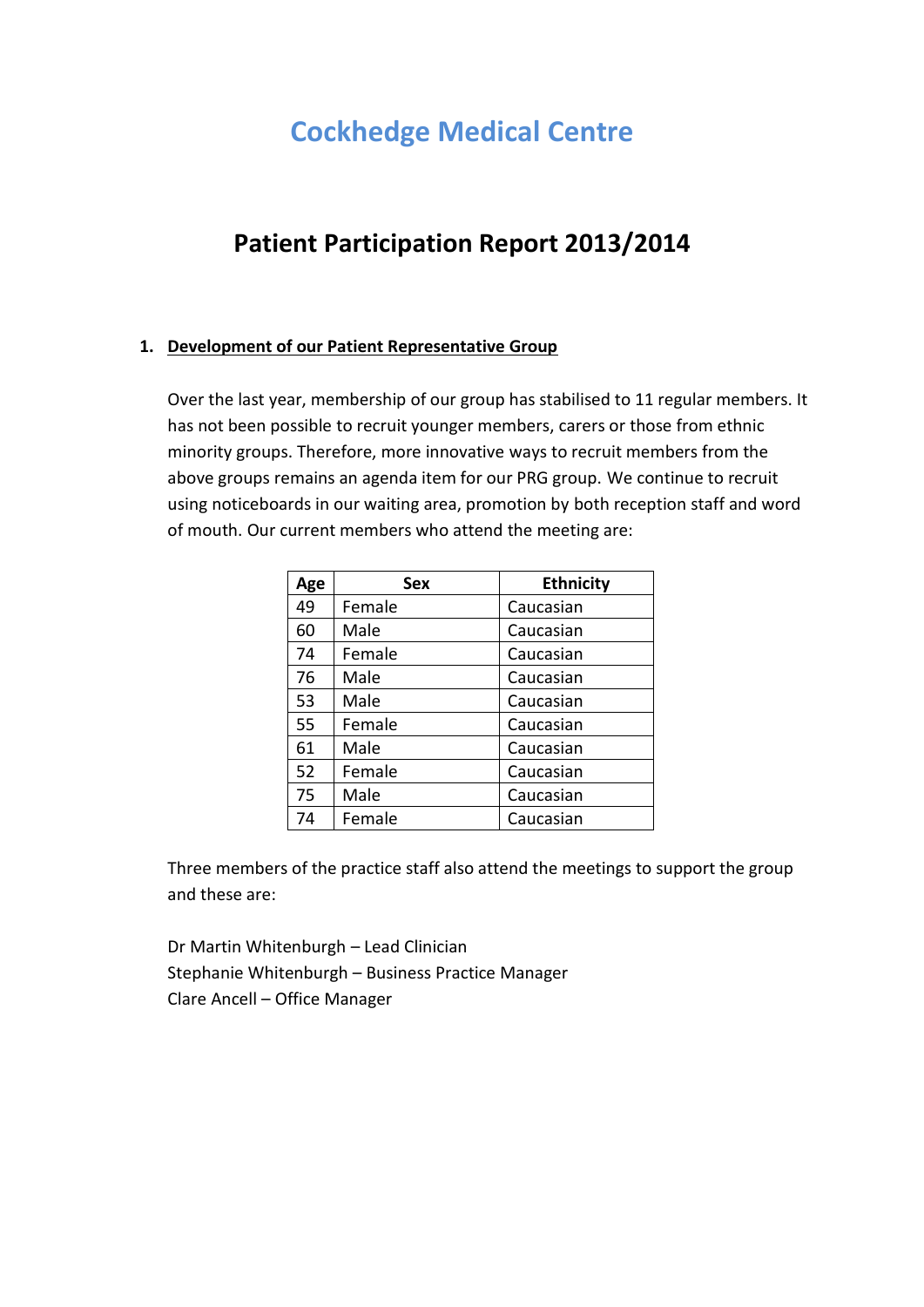# Cockhedge Medical Centre

## Patient Participation Report 2013/2014

### 1. Development of our Patient Representative Group

Over the last year, membership of our group has stabilised to 11 regular members. It has not been possible to recruit younger members, carers or those from ethnic minority groups. Therefore, more innovative ways to recruit members from the above groups remains an agenda item for our PRG group. We continue to recruit using noticeboards in our waiting area, promotion by both reception staff and word of mouth. Our current members who attend the meeting are:

| Age | Sex | Ethnicity |
|---|---|---|
| 49 | Female | Caucasian |
| 60 | Male | Caucasian |
| 74 | Female | Caucasian |
| 76 | Male | Caucasian |
| 53 | Male | Caucasian |
| 55 | Female | Caucasian |
| 61 | Male | Caucasian |
| 52 | Female | Caucasian |
| 75 | Male | Caucasian |
| 74 | Female | Caucasian |

Three members of the practice staff also attend the meetings to support the group and these are:

Dr Martin Whitenburgh – Lead Clinician
Stephanie Whitenburgh – Business Practice Manager
Clare Ancell – Office Manager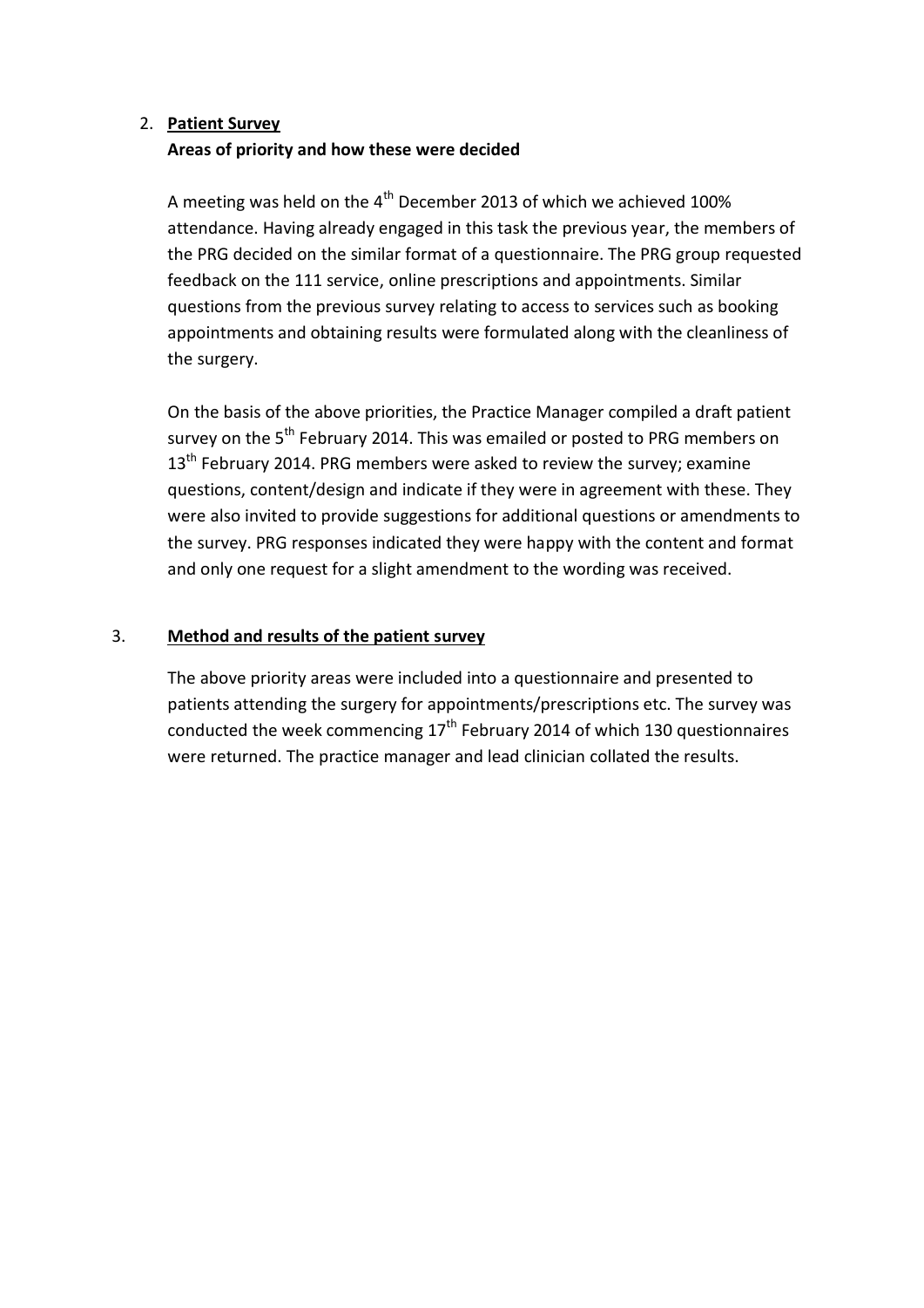## 2. **Patient Survey**

**Areas of priority and how these were decided**

A meeting was held on the 4th December 2013 of which we achieved 100% attendance. Having already engaged in this task the previous year, the members of the PRG decided on the similar format of a questionnaire. The PRG group requested feedback on the 111 service, online prescriptions and appointments. Similar questions from the previous survey relating to access to services such as booking appointments and obtaining results were formulated along with the cleanliness of the surgery.

On the basis of the above priorities, the Practice Manager compiled a draft patient survey on the 5th February 2014. This was emailed or posted to PRG members on 13th February 2014. PRG members were asked to review the survey; examine questions, content/design and indicate if they were in agreement with these. They were also invited to provide suggestions for additional questions or amendments to the survey. PRG responses indicated they were happy with the content and format and only one request for a slight amendment to the wording was received.

## 3. **Method and results of the patient survey**

The above priority areas were included into a questionnaire and presented to patients attending the surgery for appointments/prescriptions etc. The survey was conducted the week commencing 17th February 2014 of which 130 questionnaires were returned. The practice manager and lead clinician collated the results.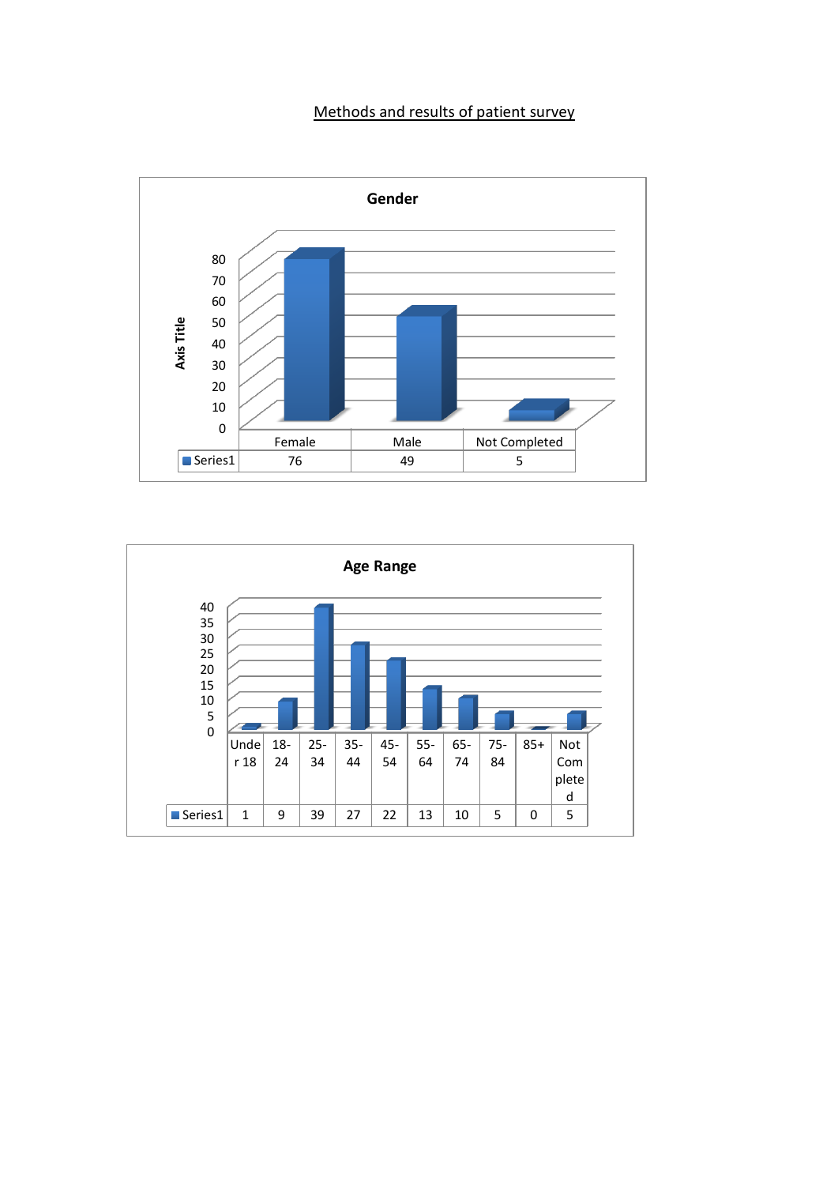Methods and results of patient survey

**Gender**

| | Female | Male | Not Completed |
|---|---|---|---|
| Series1 | 76 | 49 | 5 |

**Age Range**

| | Under 18 | 18-24 | 25-34 | 35-44 | 45-54 | 55-64 | 65-74 | 75-84 | 85+ | Not Completed |
|---|---|---|---|---|---|---|---|---|---|---|
| Series1 | 1 | 9 | 39 | 27 | 22 | 13 | 10 | 5 | 0 | 5 |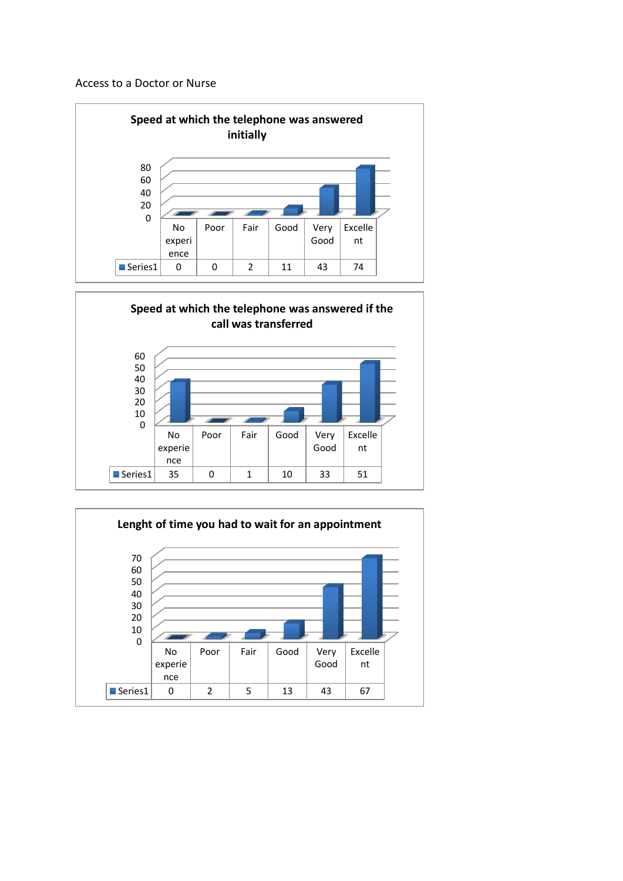Access to a Doctor or Nurse

**Speed at which the telephone was answered initially**

| | No experience | Poor | Fair | Good | Very Good | Excellent |
|---|---|---|---|---|---|---|
| Series1 | 0 | 0 | 2 | 11 | 43 | 74 |

**Speed at which the telephone was answered if the call was transferred**

| | No experience | Poor | Fair | Good | Very Good | Excellent |
|---|---|---|---|---|---|---|
| Series1 | 35 | 0 | 1 | 10 | 33 | 51 |

**Lenght of time you had to wait for an appointment**

| | No experience | Poor | Fair | Good | Very Good | Excellent |
|---|---|---|---|---|---|---|
| Series1 | 0 | 2 | 5 | 13 | 43 | 67 |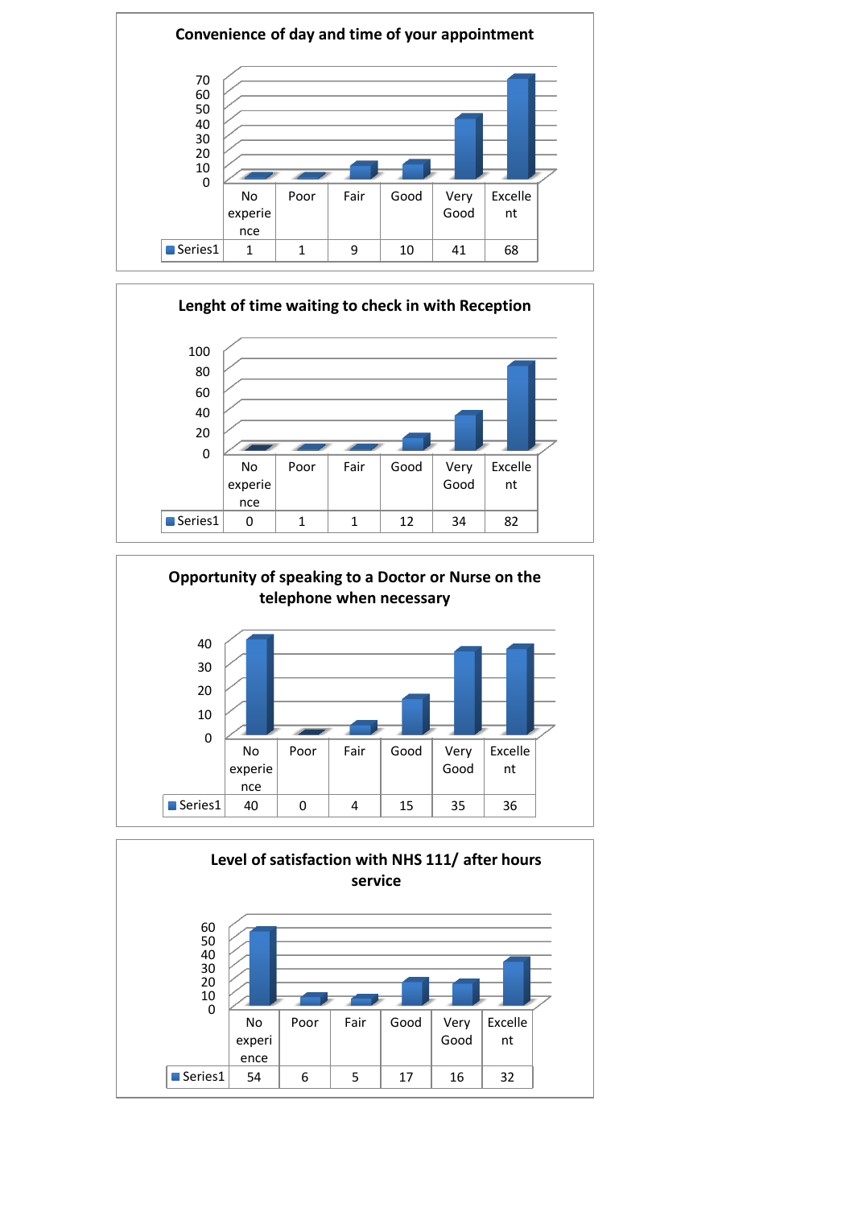**Convenience of day and time of your appointment**

| | No experience | Poor | Fair | Good | Very Good | Excellent |
|---|---|---|---|---|---|---|
| Series1 | 1 | 1 | 9 | 10 | 41 | 68 |

**Lenght of time waiting to check in with Reception**

| | No experience | Poor | Fair | Good | Very Good | Excellent |
|---|---|---|---|---|---|---|
| Series1 | 0 | 1 | 1 | 12 | 34 | 82 |

**Opportunity of speaking to a Doctor or Nurse on the telephone when necessary**

| | No experience | Poor | Fair | Good | Very Good | Excellent |
|---|---|---|---|---|---|---|
| Series1 | 40 | 0 | 4 | 15 | 35 | 36 |

**Level of satisfaction with NHS 111/ after hours service**

| | No experience | Poor | Fair | Good | Very Good | Excellent |
|---|---|---|---|---|---|---|
| Series1 | 54 | 6 | 5 | 17 | 16 | 32 |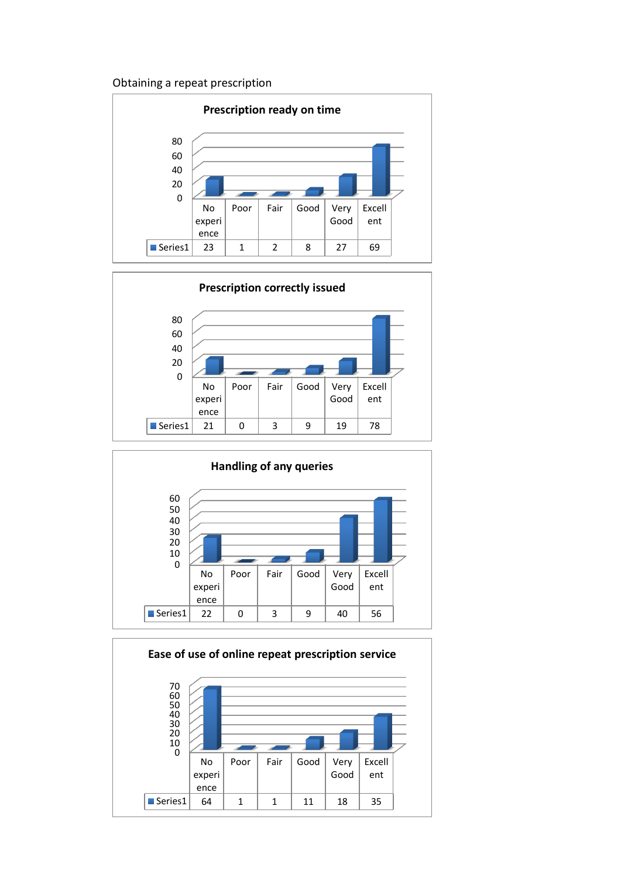Obtaining a repeat prescription

**Prescription ready on time**

| | No experience | Poor | Fair | Good | Very Good | Excellent |
|---|---|---|---|---|---|---|
| Series1 | 23 | 1 | 2 | 8 | 27 | 69 |

**Prescription correctly issued**

| | No experience | Poor | Fair | Good | Very Good | Excellent |
|---|---|---|---|---|---|---|
| Series1 | 21 | 0 | 3 | 9 | 19 | 78 |

**Handling of any queries**

| | No experience | Poor | Fair | Good | Very Good | Excellent |
|---|---|---|---|---|---|---|
| Series1 | 22 | 0 | 3 | 9 | 40 | 56 |

**Ease of use of online repeat prescription service**

| | No experience | Poor | Fair | Good | Very Good | Excellent |
|---|---|---|---|---|---|---|
| Series1 | 64 | 1 | 1 | 11 | 18 | 35 |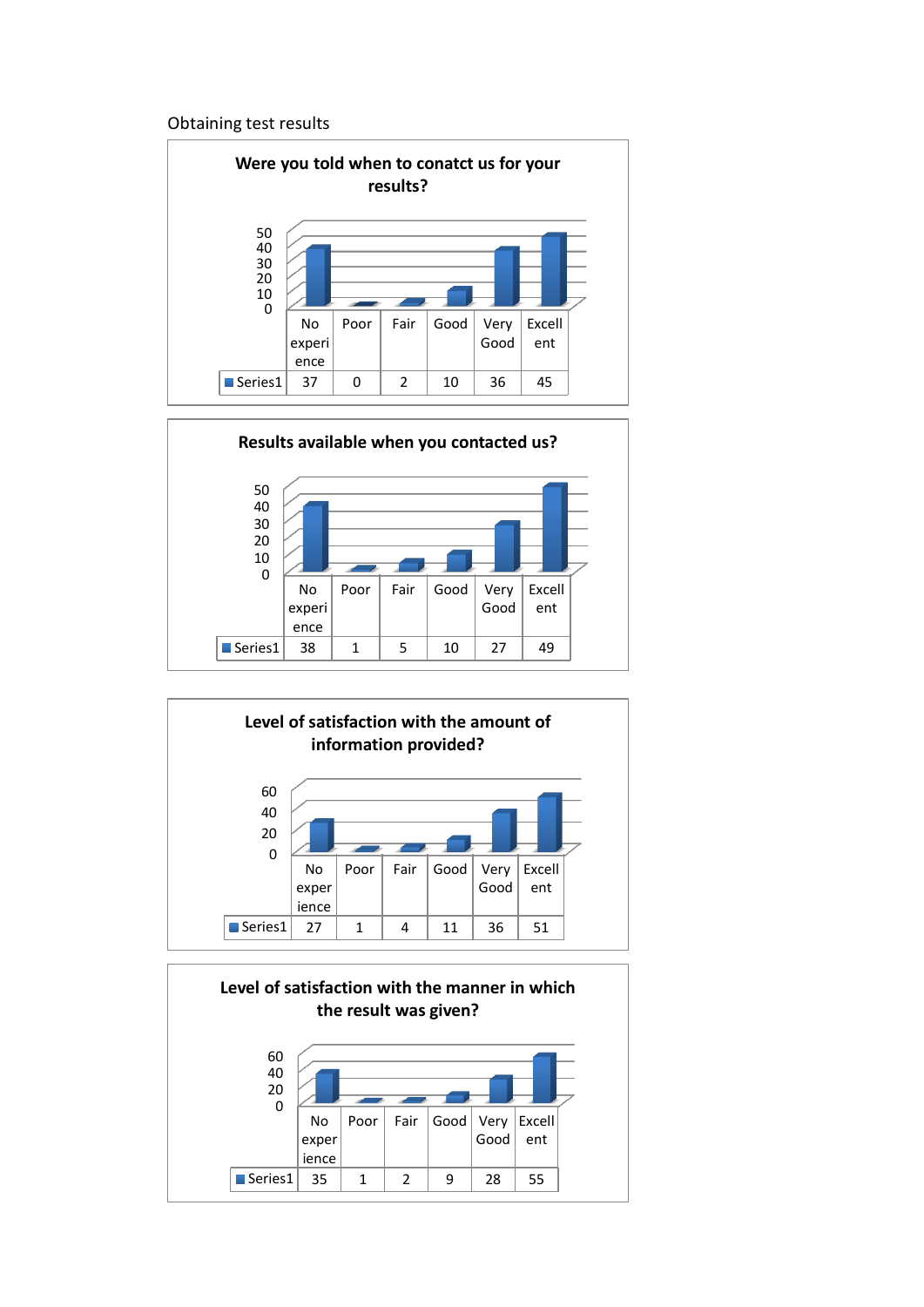Obtaining test results

**Were you told when to conatct us for your results?**

| | No experience | Poor | Fair | Good | Very Good | Excellent |
|---|---|---|---|---|---|---|
| Series1 | 37 | 0 | 2 | 10 | 36 | 45 |

**Results available when you contacted us?**

| | No experience | Poor | Fair | Good | Very Good | Excellent |
|---|---|---|---|---|---|---|
| Series1 | 38 | 1 | 5 | 10 | 27 | 49 |

**Level of satisfaction with the amount of information provided?**

| | No experience | Poor | Fair | Good | Very Good | Excellent |
|---|---|---|---|---|---|---|
| Series1 | 27 | 1 | 4 | 11 | 36 | 51 |

**Level of satisfaction with the manner in which the result was given?**

| | No experience | Poor | Fair | Good | Very Good | Excellent |
|---|---|---|---|---|---|---|
| Series1 | 35 | 1 | 2 | 9 | 28 | 55 |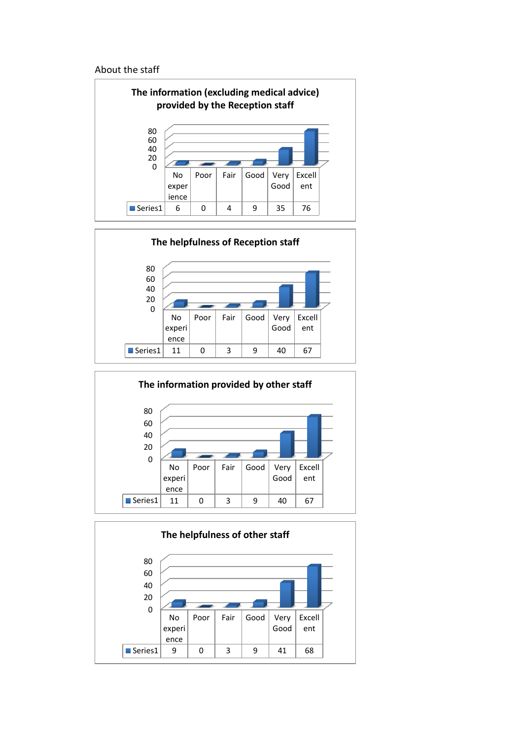About the staff

**The information (excluding medical advice) provided by the Reception staff**

| | No experience | Poor | Fair | Good | Very Good | Excellent |
|---|---|---|---|---|---|---|
| Series1 | 6 | 0 | 4 | 9 | 35 | 76 |

**The helpfulness of Reception staff**

| | No experience | Poor | Fair | Good | Very Good | Excellent |
|---|---|---|---|---|---|---|
| Series1 | 11 | 0 | 3 | 9 | 40 | 67 |

**The information provided by other staff**

| | No experience | Poor | Fair | Good | Very Good | Excellent |
|---|---|---|---|---|---|---|
| Series1 | 11 | 0 | 3 | 9 | 40 | 67 |

**The helpfulness of other staff**

| | No experience | Poor | Fair | Good | Very Good | Excellent |
|---|---|---|---|---|---|---|
| Series1 | 9 | 0 | 3 | 9 | 41 | 68 |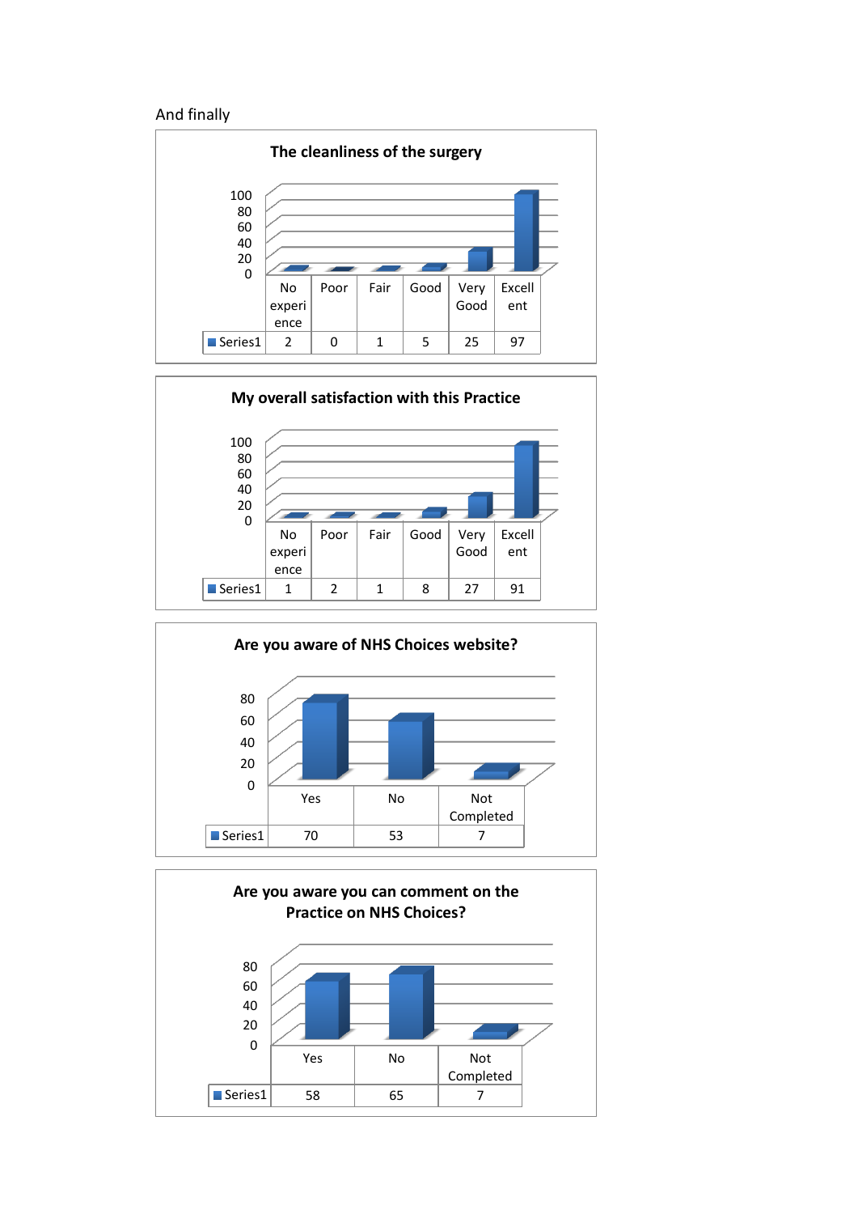And finally

**The cleanliness of the surgery**

| | No experience | Poor | Fair | Good | Very Good | Excellent |
|---|---|---|---|---|---|---|
| Series1 | 2 | 0 | 1 | 5 | 25 | 97 |

**My overall satisfaction with this Practice**

| | No experience | Poor | Fair | Good | Very Good | Excellent |
|---|---|---|---|---|---|---|
| Series1 | 1 | 2 | 1 | 8 | 27 | 91 |

**Are you aware of NHS Choices website?**

| | Yes | No | Not Completed |
|---|---|---|---|
| Series1 | 70 | 53 | 7 |

**Are you aware you can comment on the Practice on NHS Choices?**

| | Yes | No | Not Completed |
|---|---|---|---|
| Series1 | 58 | 65 | 7 |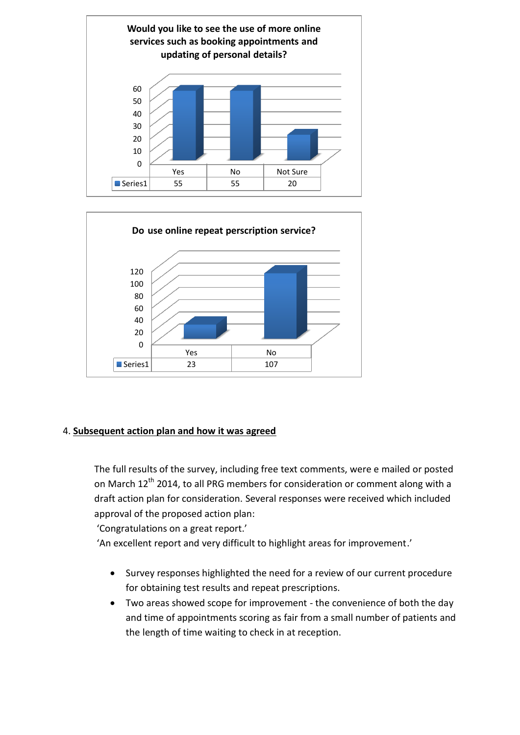**Would you like to see the use of more online services such as booking appointments and updating of personal details?**

| | Yes | No | Not Sure |
|---|---|---|---|
| Series1 | 55 | 55 | 20 |

**Do use online repeat perscription service?**

| | Yes | No |
|---|---|---|
| Series1 | 23 | 107 |

4. **Subsequent action plan and how it was agreed**

The full results of the survey, including free text comments, were e mailed or posted on March 12th 2014, to all PRG members for consideration or comment along with a draft action plan for consideration. Several responses were received which included approval of the proposed action plan:

'Congratulations on a great report.'

'An excellent report and very difficult to highlight areas for improvement.'

- Survey responses highlighted the need for a review of our current procedure for obtaining test results and repeat prescriptions.
- Two areas showed scope for improvement - the convenience of both the day and time of appointments scoring as fair from a small number of patients and the length of time waiting to check in at reception.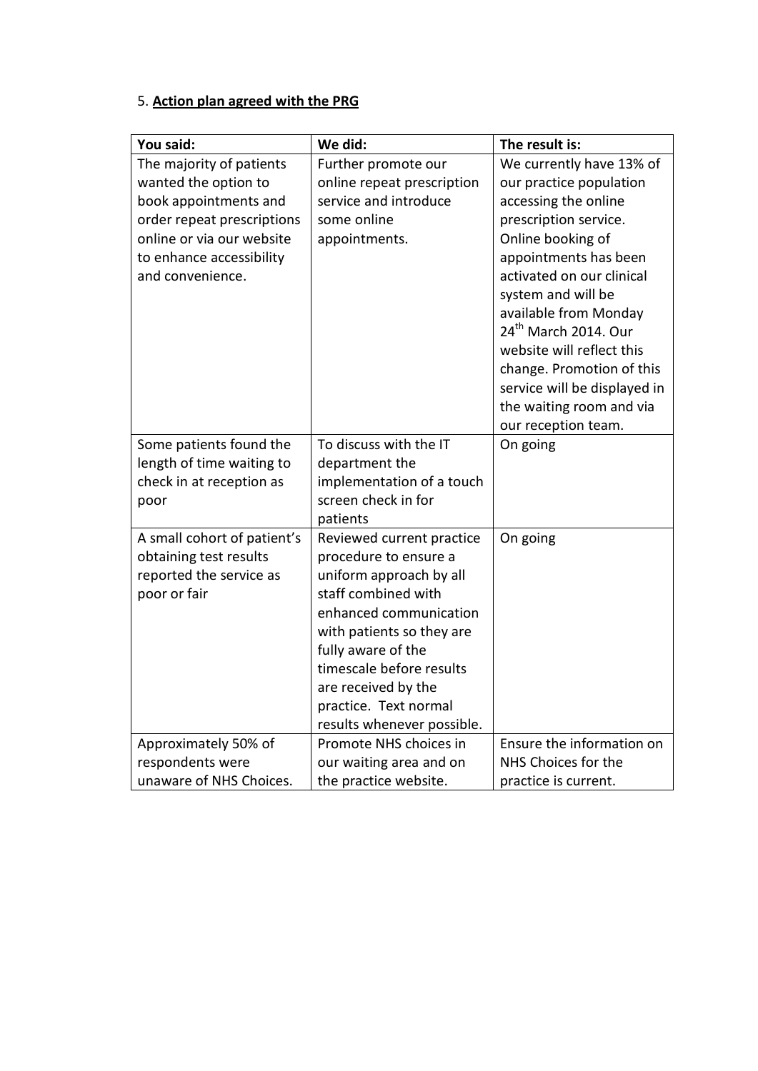5. **Action plan agreed with the PRG**

| You said: | We did: | The result is: |
|---|---|---|
| The majority of patients wanted the option to book appointments and order repeat prescriptions online or via our website to enhance accessibility and convenience. | Further promote our online repeat prescription service and introduce some online appointments. | We currently have 13% of our practice population accessing the online prescription service. Online booking of appointments has been activated on our clinical system and will be available from Monday 24th March 2014. Our website will reflect this change. Promotion of this service will be displayed in the waiting room and via our reception team. |
| Some patients found the length of time waiting to check in at reception as poor | To discuss with the IT department the implementation of a touch screen check in for patients | On going |
| A small cohort of patient's obtaining test results reported the service as poor or fair | Reviewed current practice procedure to ensure a uniform approach by all staff combined with enhanced communication with patients so they are fully aware of the timescale before results are received by the practice. Text normal results whenever possible. | On going |
| Approximately 50% of respondents were unaware of NHS Choices. | Promote NHS choices in our waiting area and on the practice website. | Ensure the information on NHS Choices for the practice is current. |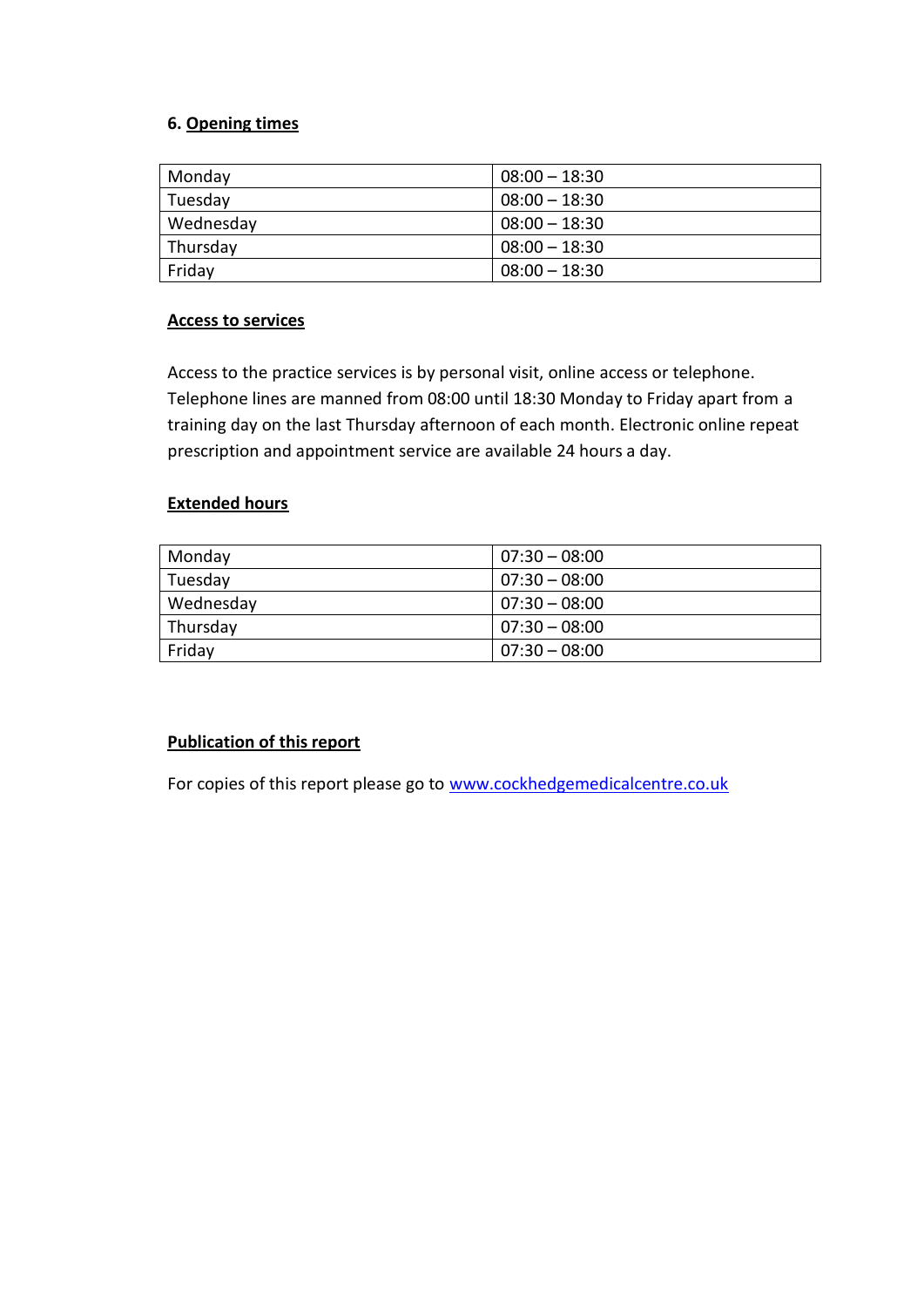## 6. Opening times

| Monday | 08:00 – 18:30 |
|---|---|
| Tuesday | 08:00 – 18:30 |
| Wednesday | 08:00 – 18:30 |
| Thursday | 08:00 – 18:30 |
| Friday | 08:00 – 18:30 |

### Access to services

Access to the practice services is by personal visit, online access or telephone. Telephone lines are manned from 08:00 until 18:30 Monday to Friday apart from a training day on the last Thursday afternoon of each month. Electronic online repeat prescription and appointment service are available 24 hours a day.

### Extended hours

| Monday | 07:30 – 08:00 |
|---|---|
| Tuesday | 07:30 – 08:00 |
| Wednesday | 07:30 – 08:00 |
| Thursday | 07:30 – 08:00 |
| Friday | 07:30 – 08:00 |

### Publication of this report

For copies of this report please go to www.cockhedgemedicalcentre.co.uk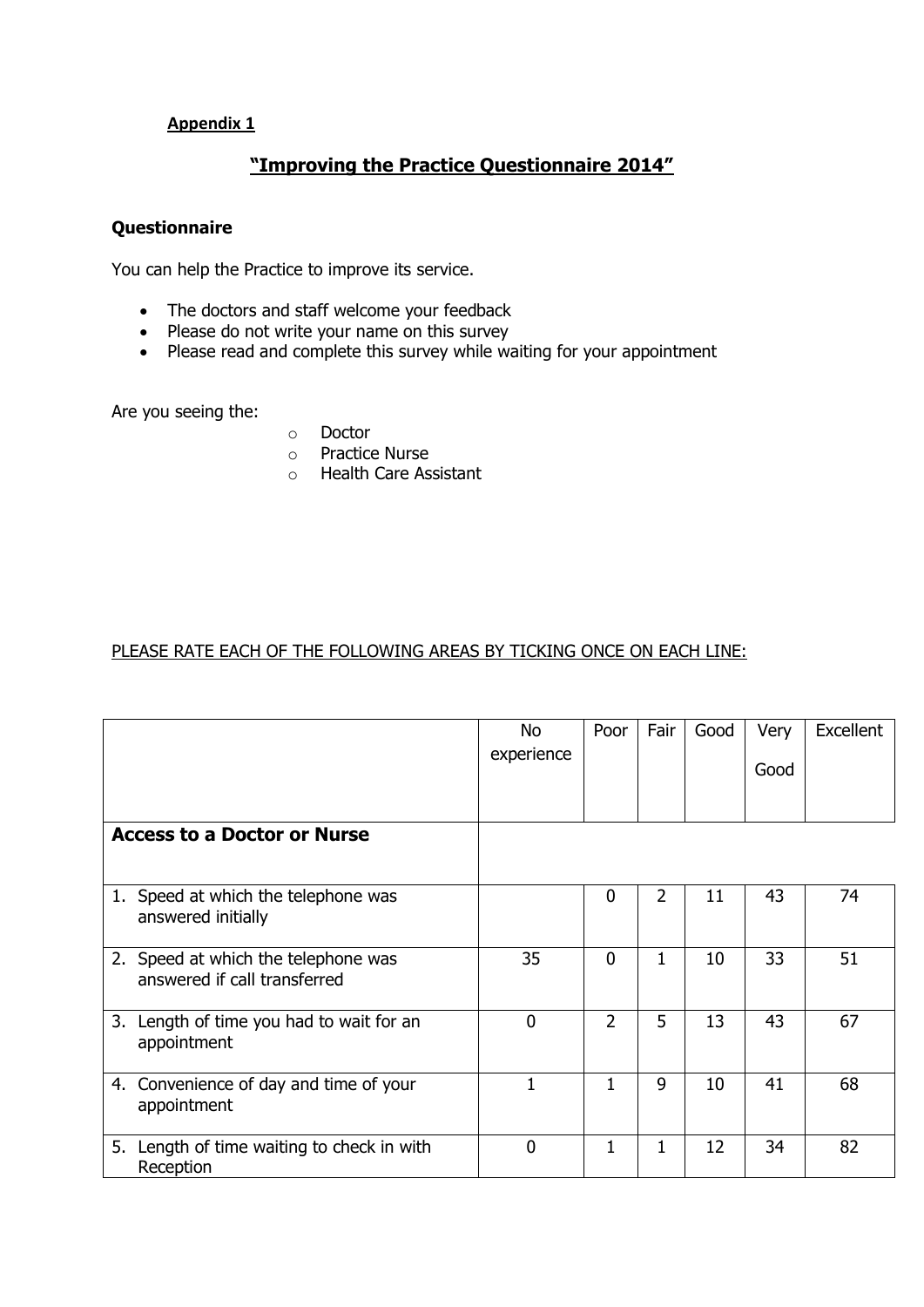**Appendix 1**

## "Improving the Practice Questionnaire 2014"

### Questionnaire

You can help the Practice to improve its service.

- The doctors and staff welcome your feedback
- Please do not write your name on this survey
- Please read and complete this survey while waiting for your appointment

Are you seeing the:

- Doctor
- Practice Nurse
- Health Care Assistant

PLEASE RATE EACH OF THE FOLLOWING AREAS BY TICKING ONCE ON EACH LINE:

| | No experience | Poor | Fair | Good | Very Good | Excellent |
|---|---|---|---|---|---|---|
| **Access to a Doctor or Nurse** | | | | | | |
| 1. Speed at which the telephone was answered initially | | 0 | 2 | 11 | 43 | 74 |
| 2. Speed at which the telephone was answered if call transferred | 35 | 0 | 1 | 10 | 33 | 51 |
| 3. Length of time you had to wait for an appointment | 0 | 2 | 5 | 13 | 43 | 67 |
| 4. Convenience of day and time of your appointment | 1 | 1 | 9 | 10 | 41 | 68 |
| 5. Length of time waiting to check in with Reception | 0 | 1 | 1 | 12 | 34 | 82 |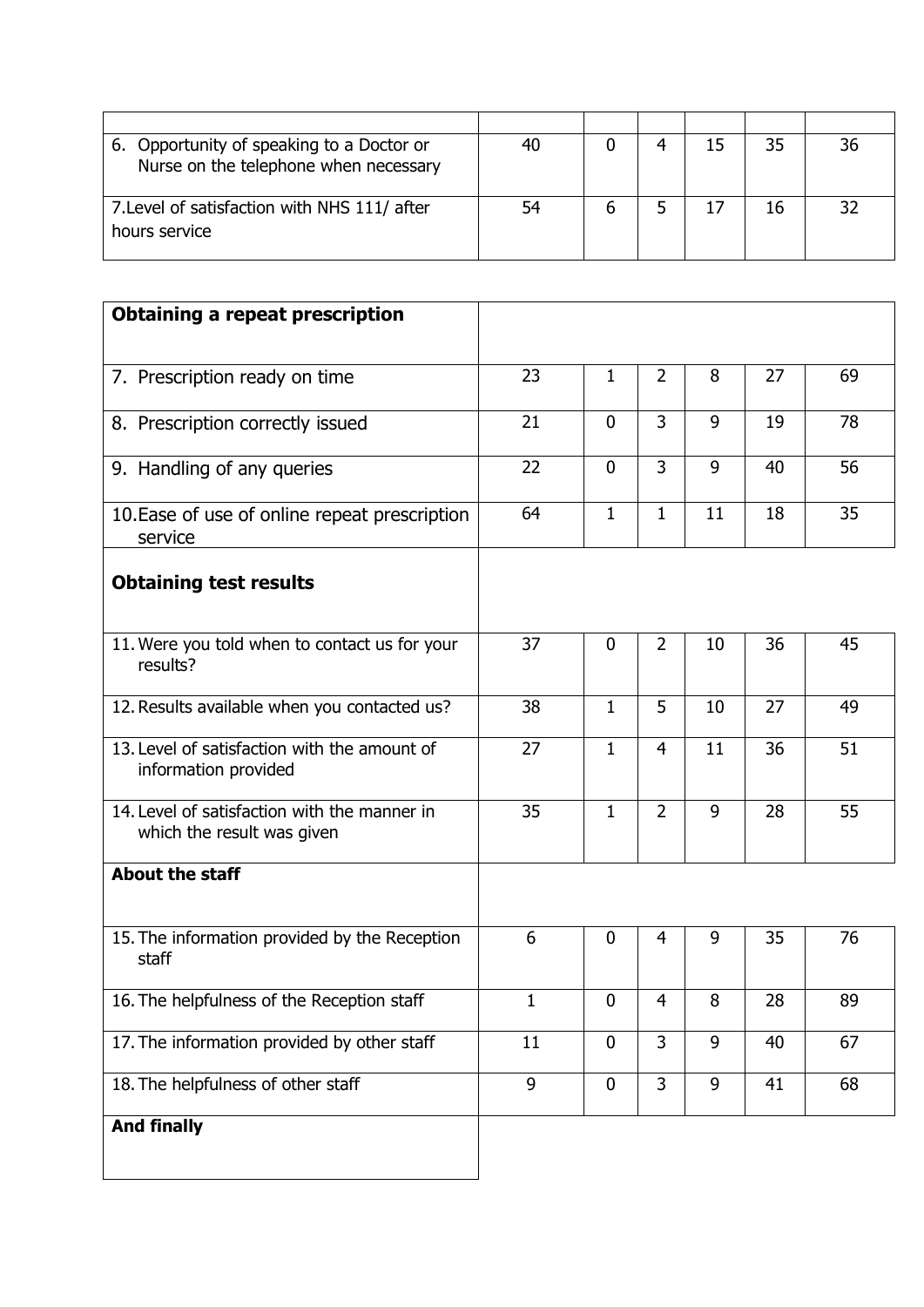| | | | | | | |
|---|---|---|---|---|---|---|
| 6. Opportunity of speaking to a Doctor or Nurse on the telephone when necessary | 40 | 0 | 4 | 15 | 35 | 36 |
| 7.Level of satisfaction with NHS 111/ after hours service | 54 | 6 | 5 | 17 | 16 | 32 |

| | | | | | | |
|---|---|---|---|---|---|---|
| **Obtaining a repeat prescription** | | | | | | |
| 7. Prescription ready on time | 23 | 1 | 2 | 8 | 27 | 69 |
| 8. Prescription correctly issued | 21 | 0 | 3 | 9 | 19 | 78 |
| 9. Handling of any queries | 22 | 0 | 3 | 9 | 40 | 56 |
| 10.Ease of use of online repeat prescription service | 64 | 1 | 1 | 11 | 18 | 35 |
| **Obtaining test results** | | | | | | |
| 11. Were you told when to contact us for your results? | 37 | 0 | 2 | 10 | 36 | 45 |
| 12. Results available when you contacted us? | 38 | 1 | 5 | 10 | 27 | 49 |
| 13. Level of satisfaction with the amount of information provided | 27 | 1 | 4 | 11 | 36 | 51 |
| 14. Level of satisfaction with the manner in which the result was given | 35 | 1 | 2 | 9 | 28 | 55 |
| **About the staff** | | | | | | |
| 15. The information provided by the Reception staff | 6 | 0 | 4 | 9 | 35 | 76 |
| 16. The helpfulness of the Reception staff | 1 | 0 | 4 | 8 | 28 | 89 |
| 17. The information provided by other staff | 11 | 0 | 3 | 9 | 40 | 67 |
| 18. The helpfulness of other staff | 9 | 0 | 3 | 9 | 41 | 68 |
| **And finally** | | | | | | |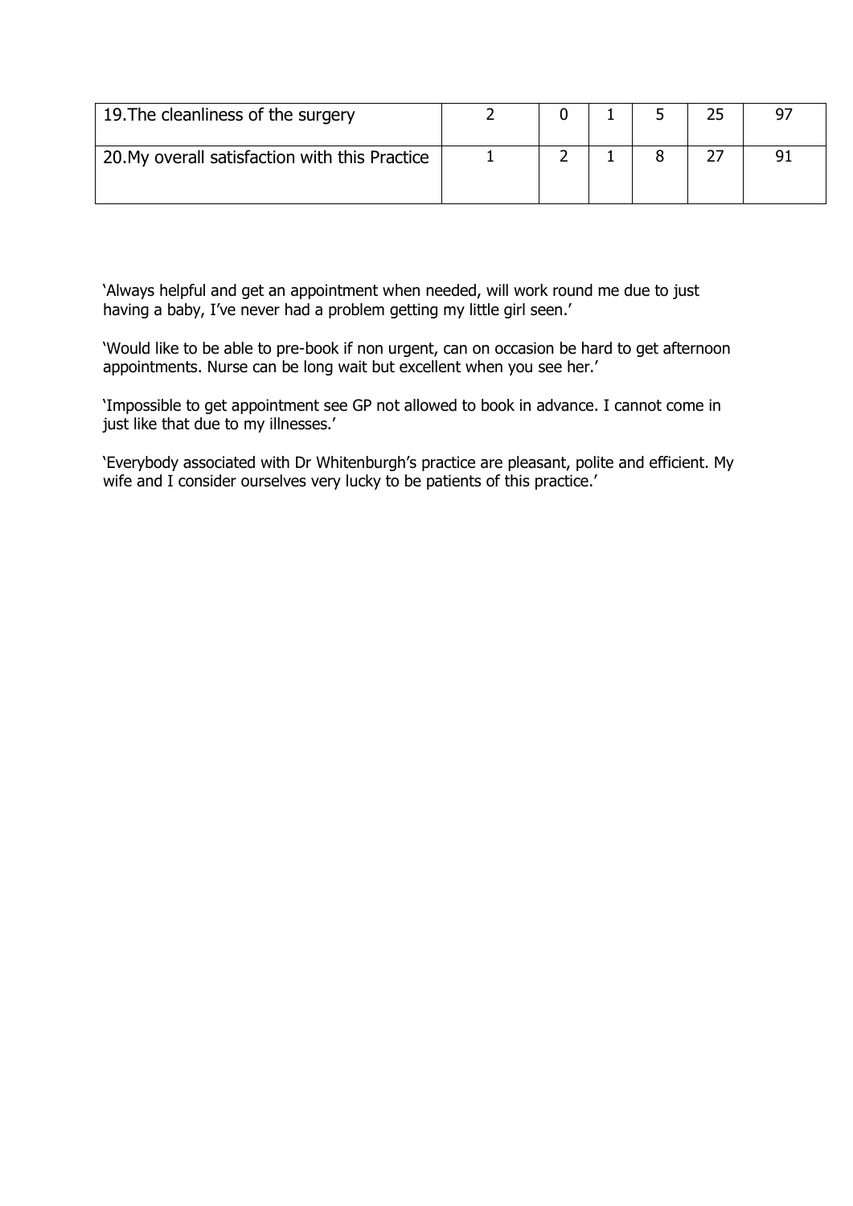| | | | | | | |
|---|---|---|---|---|---|---|
| 19. The cleanliness of the surgery | 2 | 0 | 1 | 5 | 25 | 97 |
| 20. My overall satisfaction with this Practice | 1 | 2 | 1 | 8 | 27 | 91 |

'Always helpful and get an appointment when needed, will work round me due to just having a baby, I've never had a problem getting my little girl seen.'

'Would like to be able to pre-book if non urgent, can on occasion be hard to get afternoon appointments. Nurse can be long wait but excellent when you see her.'

'Impossible to get appointment see GP not allowed to book in advance. I cannot come in just like that due to my illnesses.'

'Everybody associated with Dr Whitenburgh's practice are pleasant, polite and efficient. My wife and I consider ourselves very lucky to be patients of this practice.'